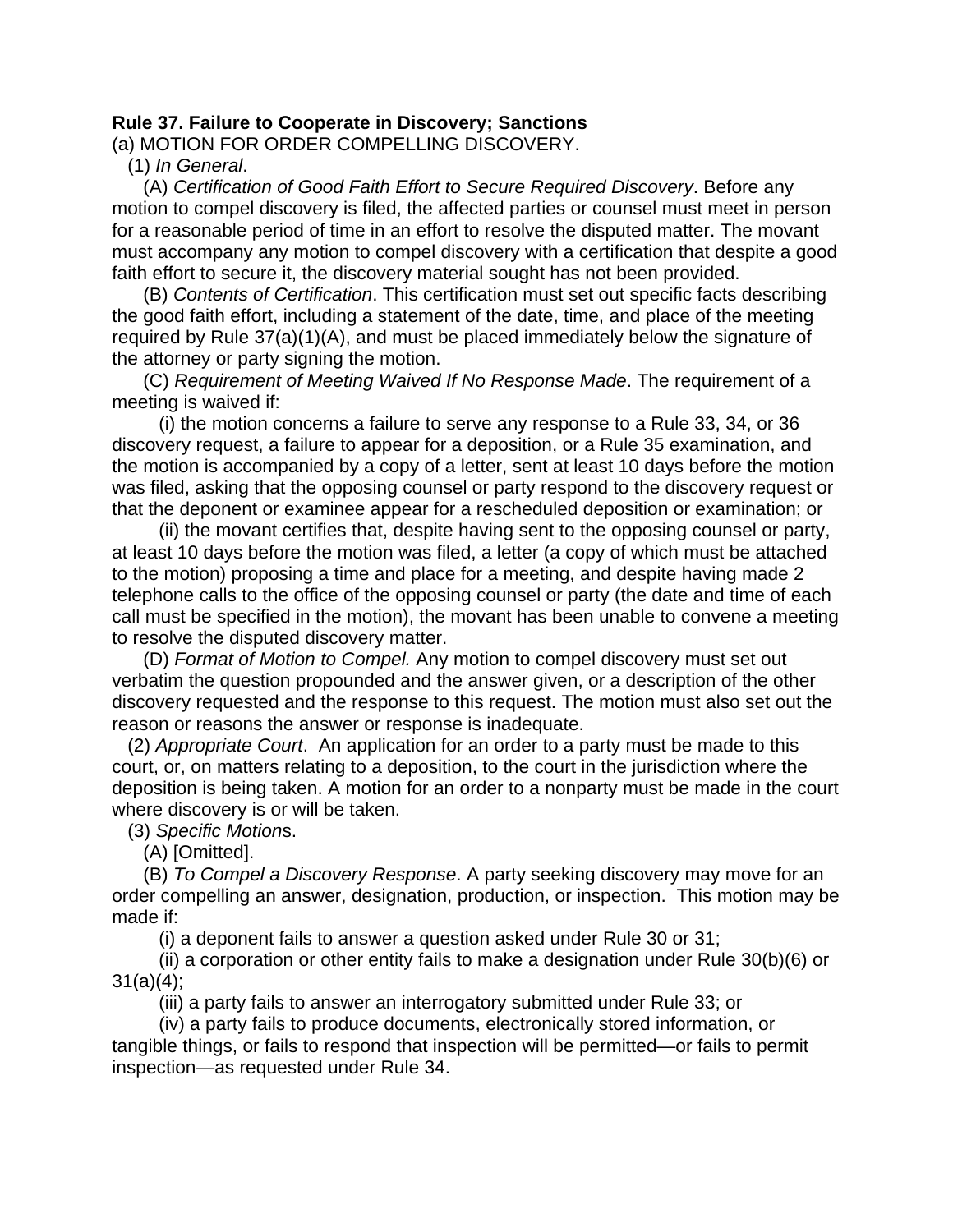**Rule 37. Failure to Cooperate in Discovery; Sanctions**

(a) MOTION FOR ORDER COMPELLING DISCOVERY.

(1) *In General*.

(A) *Certification of Good Faith Effort to Secure Required Discovery*. Before any motion to compel discovery is filed, the affected parties or counsel must meet in person for a reasonable period of time in an effort to resolve the disputed matter. The movant must accompany any motion to compel discovery with a certification that despite a good faith effort to secure it, the discovery material sought has not been provided.

(B) *Contents of Certification*. This certification must set out specific facts describing the good faith effort, including a statement of the date, time, and place of the meeting required by Rule 37(a)(1)(A), and must be placed immediately below the signature of the attorney or party signing the motion.

(C) *Requirement of Meeting Waived If No Response Made*. The requirement of a meeting is waived if:

(i) the motion concerns a failure to serve any response to a Rule 33, 34, or 36 discovery request, a failure to appear for a deposition, or a Rule 35 examination, and the motion is accompanied by a copy of a letter, sent at least 10 days before the motion was filed, asking that the opposing counsel or party respond to the discovery request or that the deponent or examinee appear for a rescheduled deposition or examination; or

(ii) the movant certifies that, despite having sent to the opposing counsel or party, at least 10 days before the motion was filed, a letter (a copy of which must be attached to the motion) proposing a time and place for a meeting, and despite having made 2 telephone calls to the office of the opposing counsel or party (the date and time of each call must be specified in the motion), the movant has been unable to convene a meeting to resolve the disputed discovery matter.

(D) *Format of Motion to Compel.* Any motion to compel discovery must set out verbatim the question propounded and the answer given, or a description of the other discovery requested and the response to this request. The motion must also set out the reason or reasons the answer or response is inadequate.

(2) *Appropriate Court*. An application for an order to a party must be made to this court, or, on matters relating to a deposition, to the court in the jurisdiction where the deposition is being taken. A motion for an order to a nonparty must be made in the court where discovery is or will be taken.

(3) *Specific Motion*s.

(A) [Omitted].

(B) *To Compel a Discovery Response*. A party seeking discovery may move for an order compelling an answer, designation, production, or inspection. This motion may be made if:

(i) a deponent fails to answer a question asked under Rule 30 or 31;

(ii) a corporation or other entity fails to make a designation under Rule 30(b)(6) or 31(a)(4);

(iii) a party fails to answer an interrogatory submitted under Rule 33; or

(iv) a party fails to produce documents, electronically stored information, or tangible things, or fails to respond that inspection will be permitted—or fails to permit inspection—as requested under Rule 34.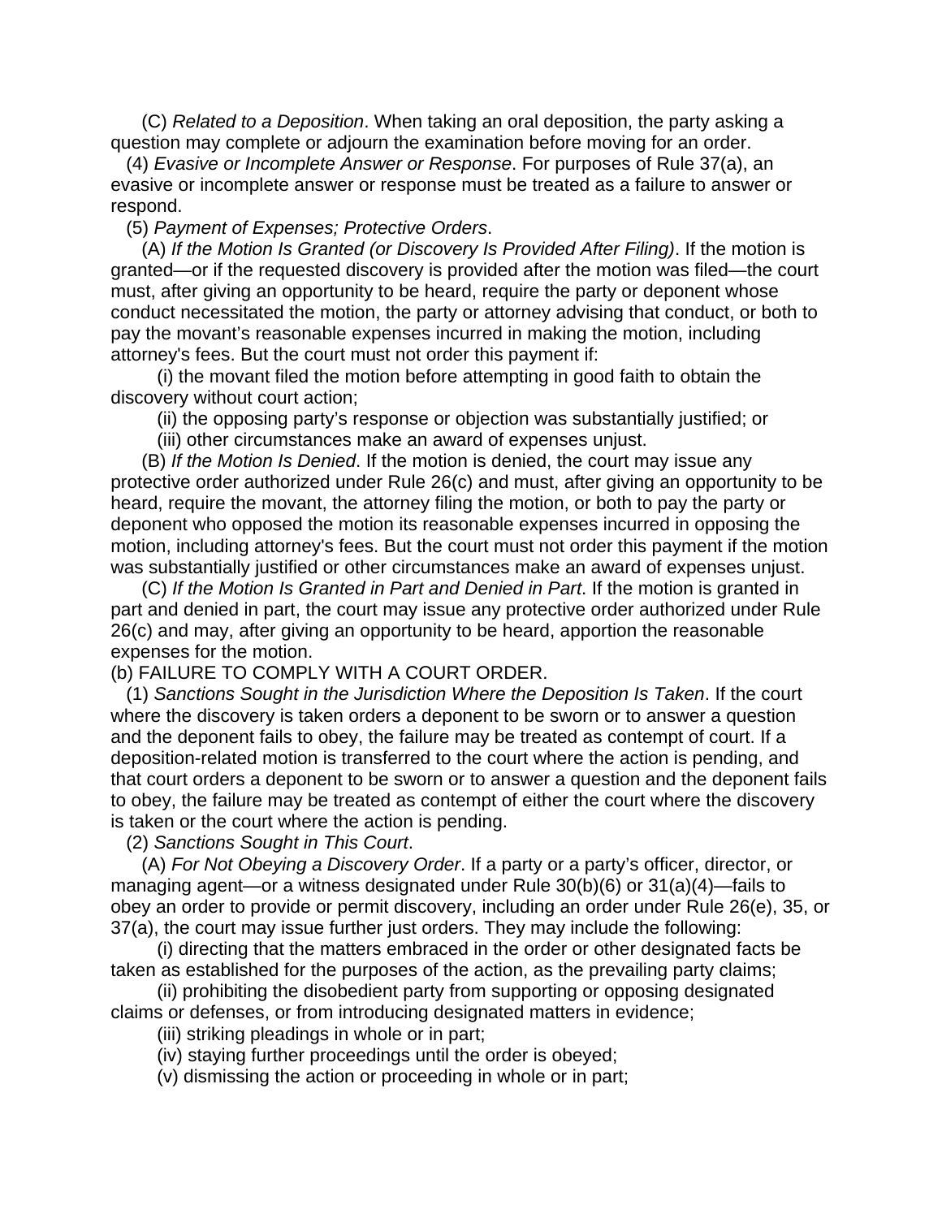(C) *Related to a Deposition*. When taking an oral deposition, the party asking a question may complete or adjourn the examination before moving for an order.

(4) *Evasive or Incomplete Answer or Response*. For purposes of Rule 37(a), an evasive or incomplete answer or response must be treated as a failure to answer or respond.

(5) *Payment of Expenses; Protective Orders*.

(A) *If the Motion Is Granted (or Discovery Is Provided After Filing)*. If the motion is granted—or if the requested discovery is provided after the motion was filed—the court must, after giving an opportunity to be heard, require the party or deponent whose conduct necessitated the motion, the party or attorney advising that conduct, or both to pay the movant's reasonable expenses incurred in making the motion, including attorney's fees. But the court must not order this payment if:

(i) the movant filed the motion before attempting in good faith to obtain the discovery without court action;

(ii) the opposing party's response or objection was substantially justified; or

(iii) other circumstances make an award of expenses unjust.

(B) *If the Motion Is Denied*. If the motion is denied, the court may issue any protective order authorized under Rule 26(c) and must, after giving an opportunity to be heard, require the movant, the attorney filing the motion, or both to pay the party or deponent who opposed the motion its reasonable expenses incurred in opposing the motion, including attorney's fees. But the court must not order this payment if the motion was substantially justified or other circumstances make an award of expenses unjust.

(C) *If the Motion Is Granted in Part and Denied in Part*. If the motion is granted in part and denied in part, the court may issue any protective order authorized under Rule 26(c) and may, after giving an opportunity to be heard, apportion the reasonable expenses for the motion.

(b) FAILURE TO COMPLY WITH A COURT ORDER.

(1) *Sanctions Sought in the Jurisdiction Where the Deposition Is Taken*. If the court where the discovery is taken orders a deponent to be sworn or to answer a question and the deponent fails to obey, the failure may be treated as contempt of court. If a deposition-related motion is transferred to the court where the action is pending, and that court orders a deponent to be sworn or to answer a question and the deponent fails to obey, the failure may be treated as contempt of either the court where the discovery is taken or the court where the action is pending.

(2) *Sanctions Sought in This Court*.

(A) *For Not Obeying a Discovery Order*. If a party or a party's officer, director, or managing agent—or a witness designated under Rule 30(b)(6) or 31(a)(4)—fails to obey an order to provide or permit discovery, including an order under Rule 26(e), 35, or 37(a), the court may issue further just orders. They may include the following:

(i) directing that the matters embraced in the order or other designated facts be taken as established for the purposes of the action, as the prevailing party claims;

(ii) prohibiting the disobedient party from supporting or opposing designated claims or defenses, or from introducing designated matters in evidence;

(iii) striking pleadings in whole or in part;

(iv) staying further proceedings until the order is obeyed;

(v) dismissing the action or proceeding in whole or in part;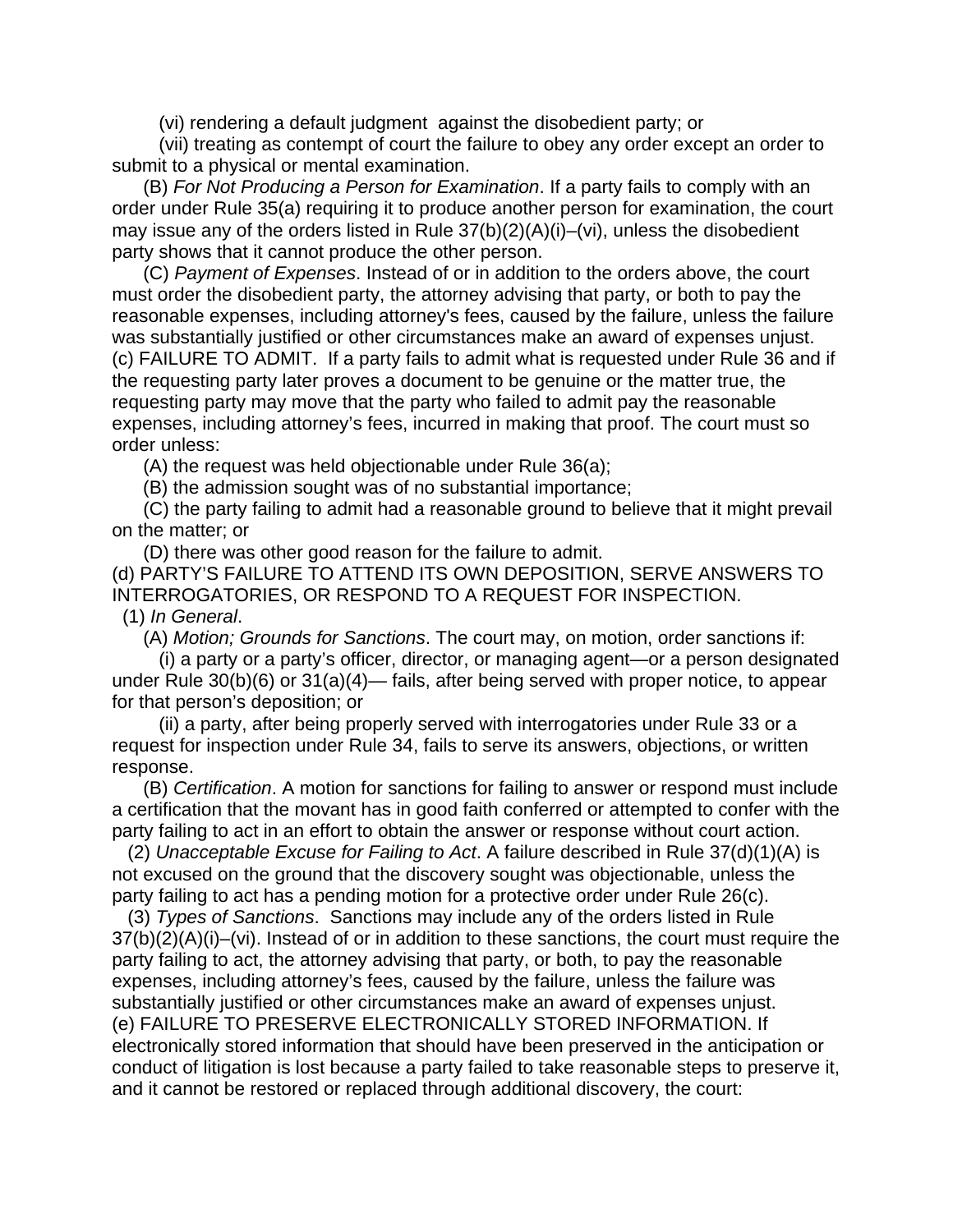(vi) rendering a default judgment against the disobedient party; or

(vii) treating as contempt of court the failure to obey any order except an order to submit to a physical or mental examination.

(B) *For Not Producing a Person for Examination*. If a party fails to comply with an order under Rule 35(a) requiring it to produce another person for examination, the court may issue any of the orders listed in Rule 37(b)(2)(A)(i)–(vi), unless the disobedient party shows that it cannot produce the other person.

(C) *Payment of Expenses*. Instead of or in addition to the orders above, the court must order the disobedient party, the attorney advising that party, or both to pay the reasonable expenses, including attorney's fees, caused by the failure, unless the failure was substantially justified or other circumstances make an award of expenses unjust.

(c) FAILURE TO ADMIT. If a party fails to admit what is requested under Rule 36 and if the requesting party later proves a document to be genuine or the matter true, the requesting party may move that the party who failed to admit pay the reasonable expenses, including attorney's fees, incurred in making that proof. The court must so order unless:

(A) the request was held objectionable under Rule 36(a);

(B) the admission sought was of no substantial importance;

(C) the party failing to admit had a reasonable ground to believe that it might prevail on the matter; or

(D) there was other good reason for the failure to admit.

(d) PARTY'S FAILURE TO ATTEND ITS OWN DEPOSITION, SERVE ANSWERS TO INTERROGATORIES, OR RESPOND TO A REQUEST FOR INSPECTION.

(1) *In General*.

(A) *Motion; Grounds for Sanctions*. The court may, on motion, order sanctions if:

(i) a party or a party's officer, director, or managing agent—or a person designated under Rule 30(b)(6) or 31(a)(4)— fails, after being served with proper notice, to appear for that person's deposition; or

(ii) a party, after being properly served with interrogatories under Rule 33 or a request for inspection under Rule 34, fails to serve its answers, objections, or written response.

(B) *Certification*. A motion for sanctions for failing to answer or respond must include a certification that the movant has in good faith conferred or attempted to confer with the party failing to act in an effort to obtain the answer or response without court action.

(2) *Unacceptable Excuse for Failing to Act*. A failure described in Rule 37(d)(1)(A) is not excused on the ground that the discovery sought was objectionable, unless the party failing to act has a pending motion for a protective order under Rule 26(c).

(3) *Types of Sanctions*. Sanctions may include any of the orders listed in Rule 37(b)(2)(A)(i)–(vi). Instead of or in addition to these sanctions, the court must require the party failing to act, the attorney advising that party, or both, to pay the reasonable expenses, including attorney's fees, caused by the failure, unless the failure was substantially justified or other circumstances make an award of expenses unjust.

(e) FAILURE TO PRESERVE ELECTRONICALLY STORED INFORMATION. If electronically stored information that should have been preserved in the anticipation or conduct of litigation is lost because a party failed to take reasonable steps to preserve it, and it cannot be restored or replaced through additional discovery, the court: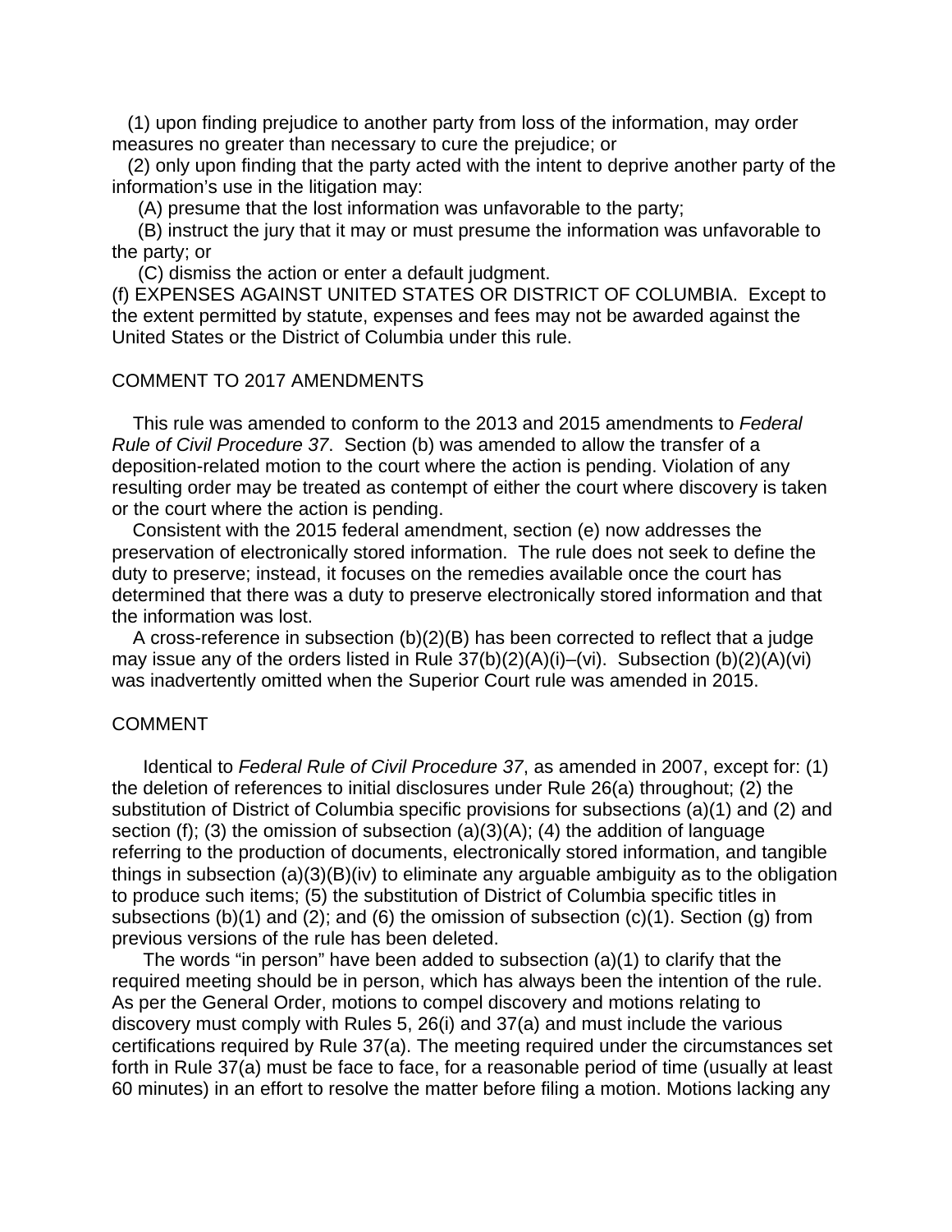(1) upon finding prejudice to another party from loss of the information, may order measures no greater than necessary to cure the prejudice; or

(2) only upon finding that the party acted with the intent to deprive another party of the information's use in the litigation may:

(A) presume that the lost information was unfavorable to the party;

(B) instruct the jury that it may or must presume the information was unfavorable to the party; or

(C) dismiss the action or enter a default judgment.

(f) EXPENSES AGAINST UNITED STATES OR DISTRICT OF COLUMBIA. Except to the extent permitted by statute, expenses and fees may not be awarded against the United States or the District of Columbia under this rule.

COMMENT TO 2017 AMENDMENTS

This rule was amended to conform to the 2013 and 2015 amendments to *Federal Rule of Civil Procedure 37*. Section (b) was amended to allow the transfer of a deposition-related motion to the court where the action is pending. Violation of any resulting order may be treated as contempt of either the court where discovery is taken or the court where the action is pending.

Consistent with the 2015 federal amendment, section (e) now addresses the preservation of electronically stored information. The rule does not seek to define the duty to preserve; instead, it focuses on the remedies available once the court has determined that there was a duty to preserve electronically stored information and that the information was lost.

A cross-reference in subsection (b)(2)(B) has been corrected to reflect that a judge may issue any of the orders listed in Rule 37(b)(2)(A)(i)–(vi). Subsection (b)(2)(A)(vi) was inadvertently omitted when the Superior Court rule was amended in 2015.

COMMENT

Identical to *Federal Rule of Civil Procedure 37*, as amended in 2007, except for: (1) the deletion of references to initial disclosures under Rule 26(a) throughout; (2) the substitution of District of Columbia specific provisions for subsections (a)(1) and (2) and section (f); (3) the omission of subsection (a)(3)(A); (4) the addition of language referring to the production of documents, electronically stored information, and tangible things in subsection (a)(3)(B)(iv) to eliminate any arguable ambiguity as to the obligation to produce such items; (5) the substitution of District of Columbia specific titles in subsections (b)(1) and (2); and (6) the omission of subsection (c)(1). Section (g) from previous versions of the rule has been deleted.

The words "in person" have been added to subsection (a)(1) to clarify that the required meeting should be in person, which has always been the intention of the rule. As per the General Order, motions to compel discovery and motions relating to discovery must comply with Rules 5, 26(i) and 37(a) and must include the various certifications required by Rule 37(a). The meeting required under the circumstances set forth in Rule 37(a) must be face to face, for a reasonable period of time (usually at least 60 minutes) in an effort to resolve the matter before filing a motion. Motions lacking any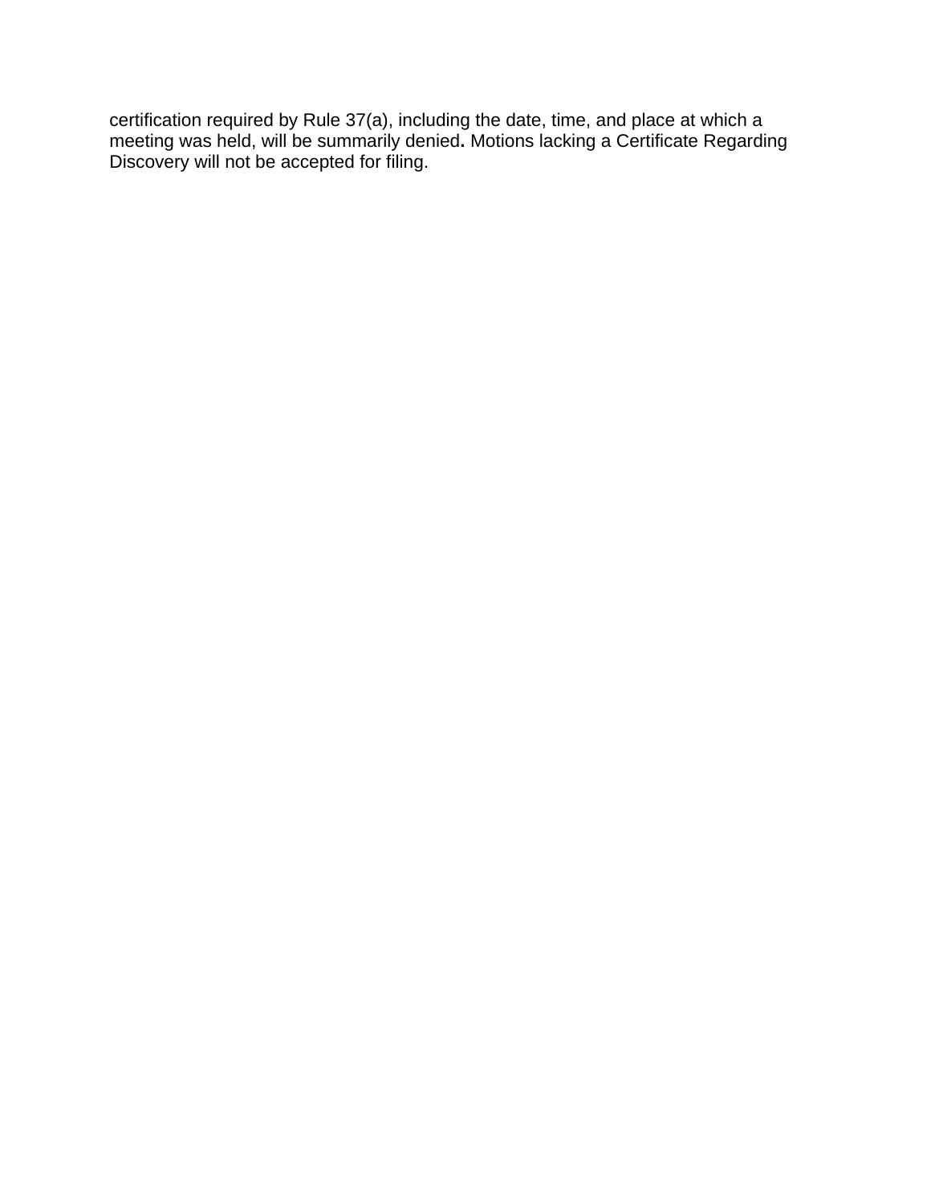certification required by Rule 37(a), including the date, time, and place at which a meeting was held, will be summarily denied**.** Motions lacking a Certificate Regarding Discovery will not be accepted for filing.